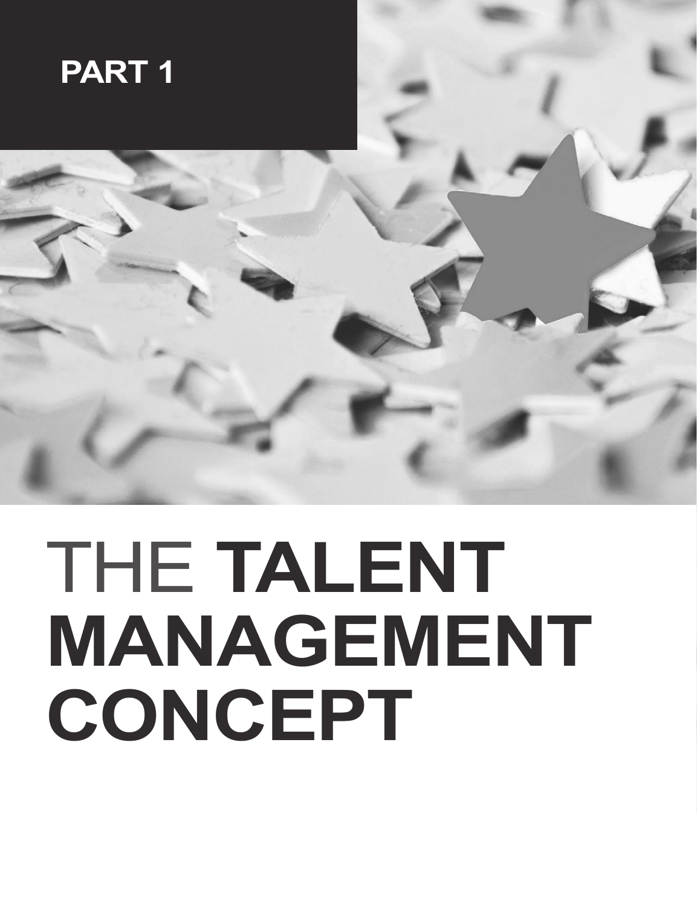# PART 1

# THE TALENT MANAGEMENT CONCEPT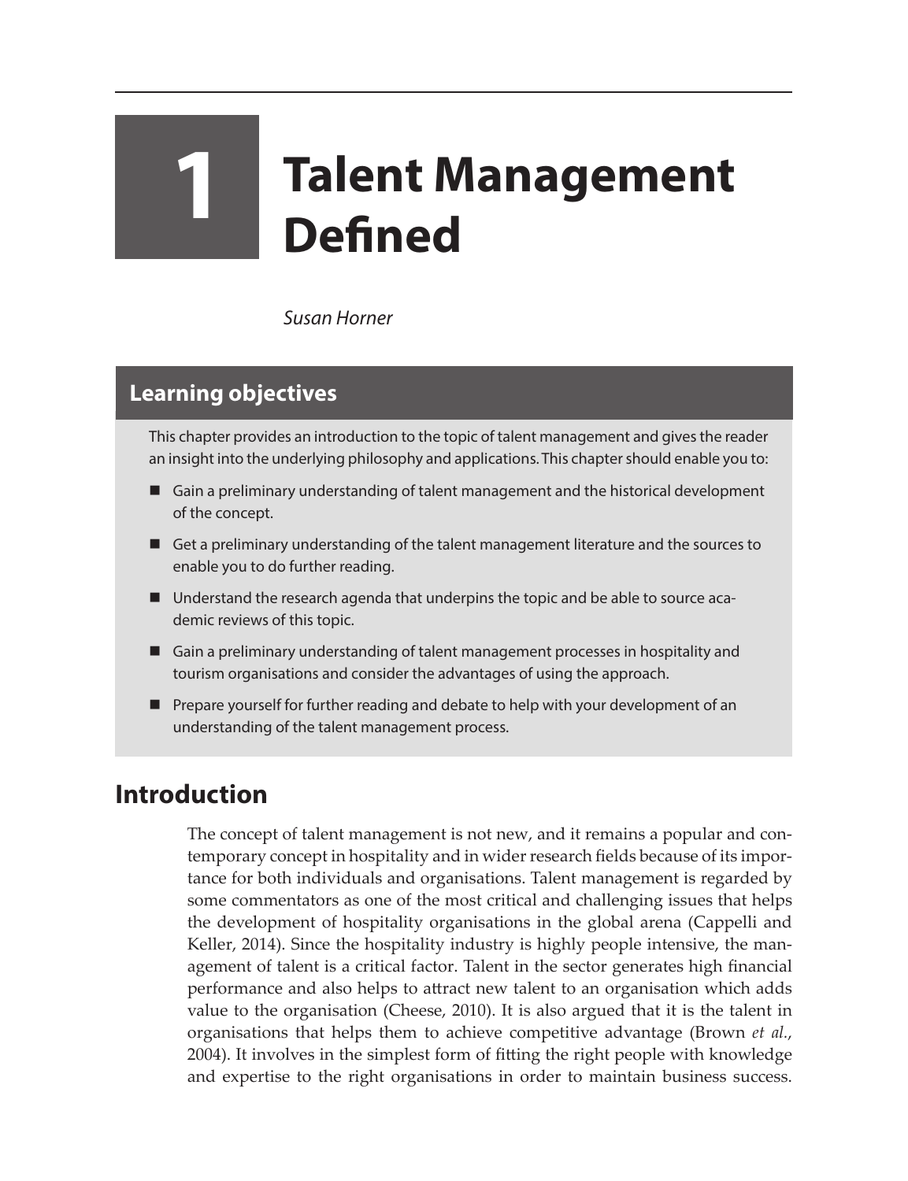# 1 Talent Management Defined

*Susan Horner*

## Learning objectives

This chapter provides an introduction to the topic of talent management and gives the reader an insight into the underlying philosophy and applications. This chapter should enable you to:

- Gain a preliminary understanding of talent management and the historical development of the concept.
- Get a preliminary understanding of the talent management literature and the sources to enable you to do further reading.
- Understand the research agenda that underpins the topic and be able to source academic reviews of this topic.
- Gain a preliminary understanding of talent management processes in hospitality and tourism organisations and consider the advantages of using the approach.
- Prepare yourself for further reading and debate to help with your development of an understanding of the talent management process.

## Introduction

The concept of talent management is not new, and it remains a popular and contemporary concept in hospitality and in wider research fields because of its importance for both individuals and organisations. Talent management is regarded by some commentators as one of the most critical and challenging issues that helps the development of hospitality organisations in the global arena (Cappelli and Keller, 2014). Since the hospitality industry is highly people intensive, the management of talent is a critical factor. Talent in the sector generates high financial performance and also helps to attract new talent to an organisation which adds value to the organisation (Cheese, 2010). It is also argued that it is the talent in organisations that helps them to achieve competitive advantage (Brown *et al.*, 2004). It involves in the simplest form of fitting the right people with knowledge and expertise to the right organisations in order to maintain business success.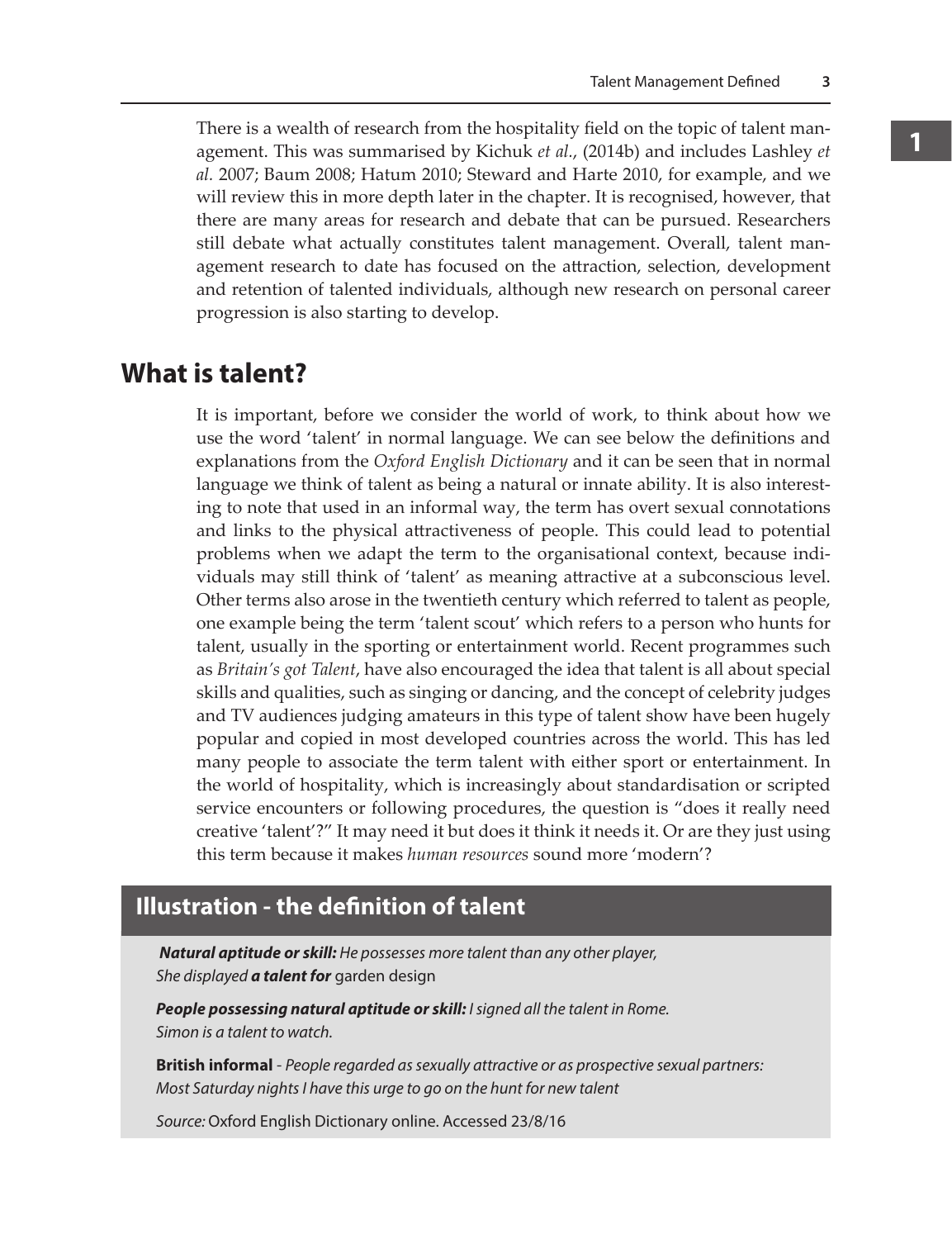There is a wealth of research from the hospitality field on the topic of talent management. This was summarised by Kichuk *et al.*, (2014b) and includes Lashley *et al.* 2007; Baum 2008; Hatum 2010; Steward and Harte 2010, for example, and we will review this in more depth later in the chapter. It is recognised, however, that there are many areas for research and debate that can be pursued. Researchers still debate what actually constitutes talent management. Overall, talent management research to date has focused on the attraction, selection, development and retention of talented individuals, although new research on personal career progression is also starting to develop.

## What is talent?

It is important, before we consider the world of work, to think about how we use the word 'talent' in normal language. We can see below the definitions and explanations from the *Oxford English Dictionary* and it can be seen that in normal language we think of talent as being a natural or innate ability. It is also interesting to note that used in an informal way, the term has overt sexual connotations and links to the physical attractiveness of people. This could lead to potential problems when we adapt the term to the organisational context, because individuals may still think of 'talent' as meaning attractive at a subconscious level. Other terms also arose in the twentieth century which referred to talent as people, one example being the term 'talent scout' which refers to a person who hunts for talent, usually in the sporting or entertainment world. Recent programmes such as *Britain's got Talent*, have also encouraged the idea that talent is all about special skills and qualities, such as singing or dancing, and the concept of celebrity judges and TV audiences judging amateurs in this type of talent show have been hugely popular and copied in most developed countries across the world. This has led many people to associate the term talent with either sport or entertainment. In the world of hospitality, which is increasingly about standardisation or scripted service encounters or following procedures, the question is "does it really need creative 'talent'?" It may need it but does it think it needs it. Or are they just using this term because it makes *human resources* sound more 'modern'?

### Illustration - the definition of talent

***Natural aptitude or skill:*** *He possesses more talent than any other player, She displayed* ***a talent for*** garden design

***People possessing natural aptitude or skill:*** *I signed all the talent in Rome. Simon is a talent to watch.*

**British informal** - *People regarded as sexually attractive or as prospective sexual partners: Most Saturday nights I have this urge to go on the hunt for new talent*

*Source:* Oxford English Dictionary online. Accessed 23/8/16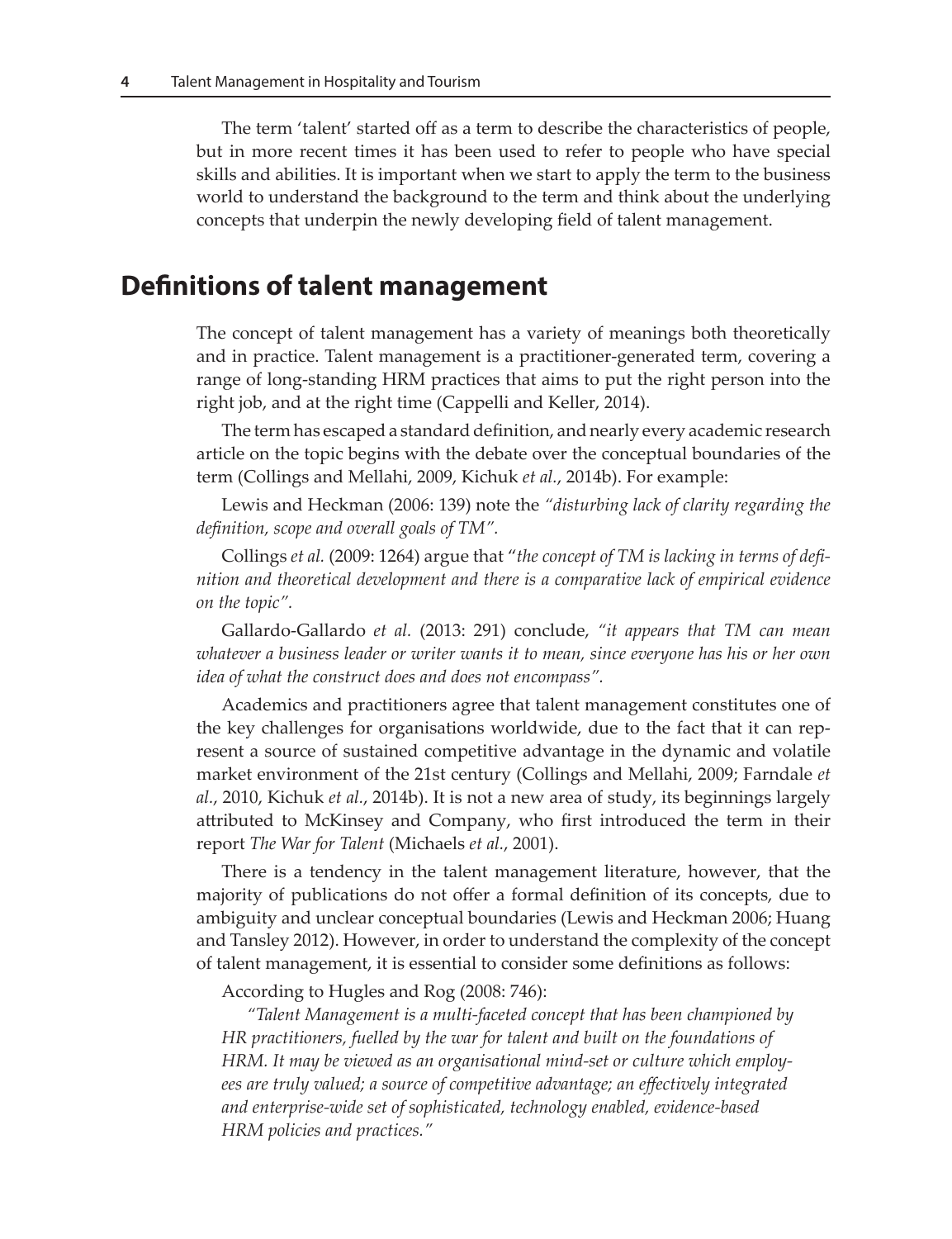The term 'talent' started off as a term to describe the characteristics of people, but in more recent times it has been used to refer to people who have special skills and abilities. It is important when we start to apply the term to the business world to understand the background to the term and think about the underlying concepts that underpin the newly developing field of talent management.

## Definitions of talent management

The concept of talent management has a variety of meanings both theoretically and in practice. Talent management is a practitioner-generated term, covering a range of long-standing HRM practices that aims to put the right person into the right job, and at the right time (Cappelli and Keller, 2014).

The term has escaped a standard definition, and nearly every academic research article on the topic begins with the debate over the conceptual boundaries of the term (Collings and Mellahi, 2009, Kichuk *et al.*, 2014b). For example:

Lewis and Heckman (2006: 139) note the *"disturbing lack of clarity regarding the definition, scope and overall goals of TM".*

Collings *et al.* (2009: 1264) argue that "*the concept of TM is lacking in terms of definition and theoretical development and there is a comparative lack of empirical evidence on the topic".*

Gallardo-Gallardo *et al.* (2013: 291) conclude, *"it appears that TM can mean whatever a business leader or writer wants it to mean, since everyone has his or her own idea of what the construct does and does not encompass".*

Academics and practitioners agree that talent management constitutes one of the key challenges for organisations worldwide, due to the fact that it can represent a source of sustained competitive advantage in the dynamic and volatile market environment of the 21st century (Collings and Mellahi, 2009; Farndale *et al.*, 2010, Kichuk *et al.*, 2014b). It is not a new area of study, its beginnings largely attributed to McKinsey and Company, who first introduced the term in their report *The War for Talent* (Michaels *et al.*, 2001).

There is a tendency in the talent management literature, however, that the majority of publications do not offer a formal definition of its concepts, due to ambiguity and unclear conceptual boundaries (Lewis and Heckman 2006; Huang and Tansley 2012). However, in order to understand the complexity of the concept of talent management, it is essential to consider some definitions as follows:

According to Hugles and Rog (2008: 746):

> *"Talent Management is a multi-faceted concept that has been championed by HR practitioners, fuelled by the war for talent and built on the foundations of HRM. It may be viewed as an organisational mind-set or culture which employees are truly valued; a source of competitive advantage; an effectively integrated and enterprise-wide set of sophisticated, technology enabled, evidence-based HRM policies and practices."*